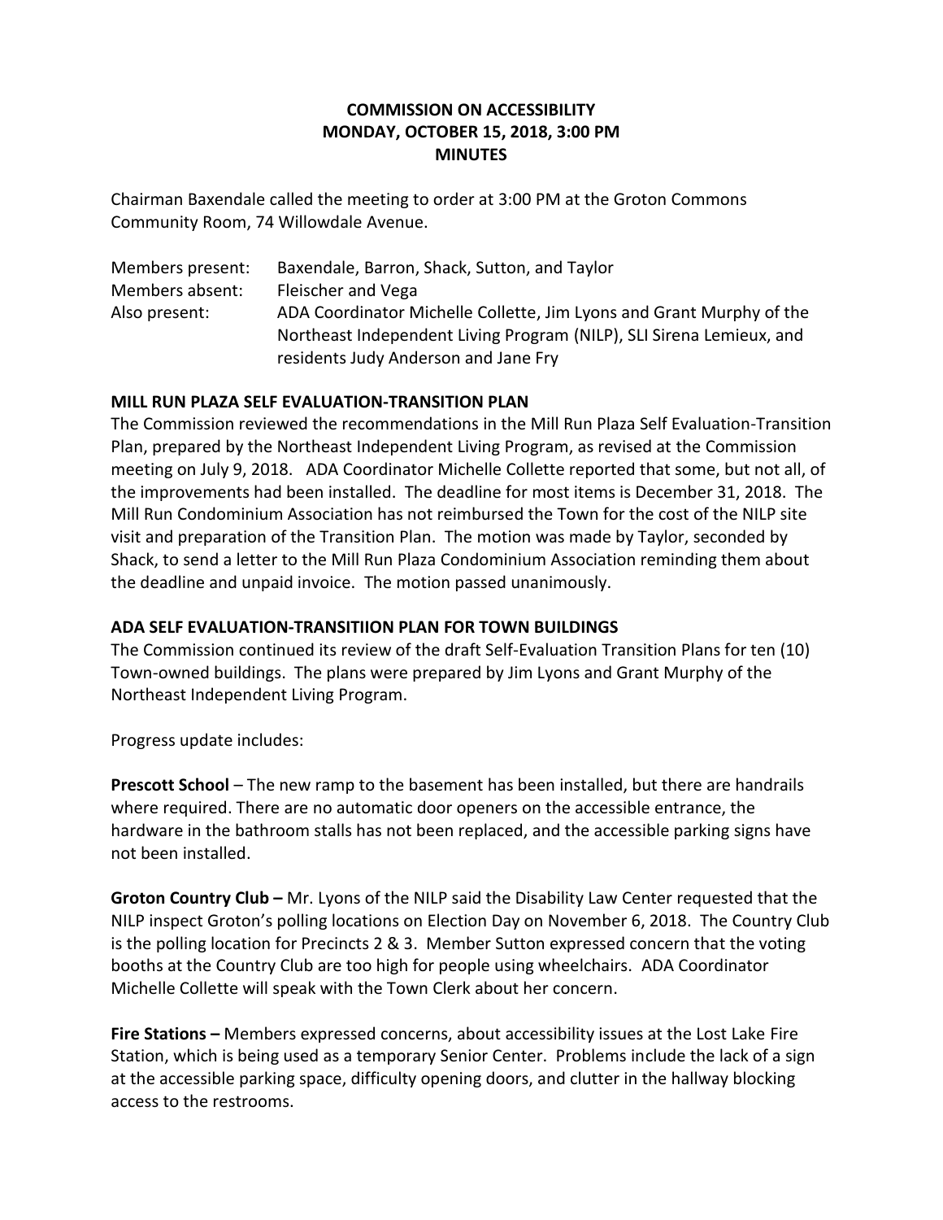# COMMISSION ON ACCESSIBILITY
## MONDAY, OCTOBER 15, 2018, 3:00 PM
## MINUTES

Chairman Baxendale called the meeting to order at 3:00 PM at the Groton Commons Community Room, 74 Willowdale Avenue.

| | |
|---|---|
| Members present: | Baxendale, Barron, Shack, Sutton, and Taylor |
| Members absent: | Fleischer and Vega |
| Also present: | ADA Coordinator Michelle Collette, Jim Lyons and Grant Murphy of the Northeast Independent Living Program (NILP), SLI Sirena Lemieux, and residents Judy Anderson and Jane Fry |

**MILL RUN PLAZA SELF EVALUATION-TRANSITION PLAN**

The Commission reviewed the recommendations in the Mill Run Plaza Self Evaluation-Transition Plan, prepared by the Northeast Independent Living Program, as revised at the Commission meeting on July 9, 2018. ADA Coordinator Michelle Collette reported that some, but not all, of the improvements had been installed. The deadline for most items is December 31, 2018. The Mill Run Condominium Association has not reimbursed the Town for the cost of the NILP site visit and preparation of the Transition Plan. The motion was made by Taylor, seconded by Shack, to send a letter to the Mill Run Plaza Condominium Association reminding them about the deadline and unpaid invoice. The motion passed unanimously.

**ADA SELF EVALUATION-TRANSITIION PLAN FOR TOWN BUILDINGS**

The Commission continued its review of the draft Self-Evaluation Transition Plans for ten (10) Town-owned buildings. The plans were prepared by Jim Lyons and Grant Murphy of the Northeast Independent Living Program.

Progress update includes:

**Prescott School** – The new ramp to the basement has been installed, but there are handrails where required. There are no automatic door openers on the accessible entrance, the hardware in the bathroom stalls has not been replaced, and the accessible parking signs have not been installed.

**Groton Country Club –** Mr. Lyons of the NILP said the Disability Law Center requested that the NILP inspect Groton's polling locations on Election Day on November 6, 2018. The Country Club is the polling location for Precincts 2 & 3. Member Sutton expressed concern that the voting booths at the Country Club are too high for people using wheelchairs. ADA Coordinator Michelle Collette will speak with the Town Clerk about her concern.

**Fire Stations –** Members expressed concerns, about accessibility issues at the Lost Lake Fire Station, which is being used as a temporary Senior Center. Problems include the lack of a sign at the accessible parking space, difficulty opening doors, and clutter in the hallway blocking access to the restrooms.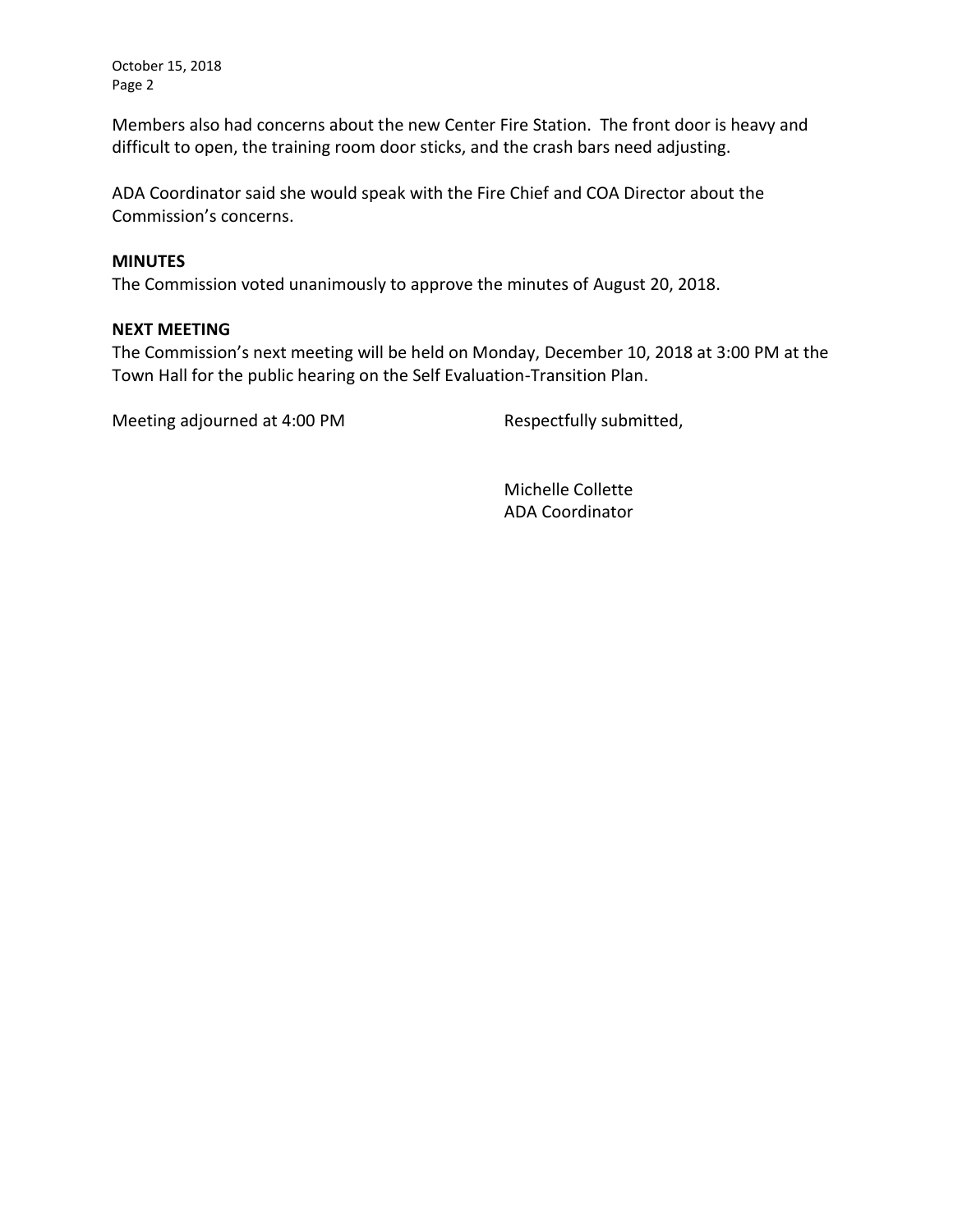Members also had concerns about the new Center Fire Station. The front door is heavy and difficult to open, the training room door sticks, and the crash bars need adjusting.

ADA Coordinator said she would speak with the Fire Chief and COA Director about the Commission's concerns.

**MINUTES**

The Commission voted unanimously to approve the minutes of August 20, 2018.

**NEXT MEETING**

The Commission's next meeting will be held on Monday, December 10, 2018 at 3:00 PM at the Town Hall for the public hearing on the Self Evaluation-Transition Plan.

Meeting adjourned at 4:00 PM

Respectfully submitted,

Michelle Collette
ADA Coordinator